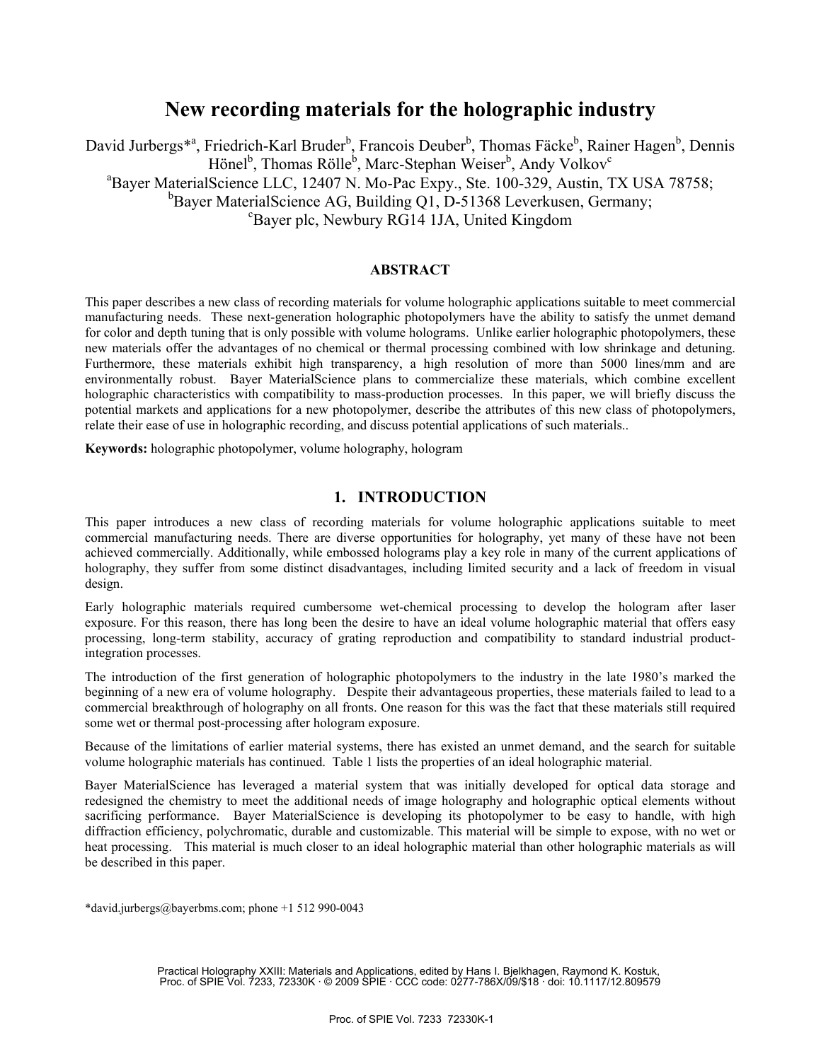# New recording materials for the holographic industry

David Jurbergs*[a], Friedrich-Karl Bruder[b], Francois Deuber[b], Thomas Fäcke[b], Rainer Hagen[b], Dennis Hönel[b], Thomas Rölle[b], Marc-Stephan Weiser[b], Andy Volkov[c]

[a]Bayer MaterialScience LLC, 12407 N. Mo-Pac Expy., Ste. 100-329, Austin, TX USA 78758;
[b]Bayer MaterialScience AG, Building Q1, D-51368 Leverkusen, Germany;
[c]Bayer plc, Newbury RG14 1JA, United Kingdom

### ABSTRACT

This paper describes a new class of recording materials for volume holographic applications suitable to meet commercial manufacturing needs. These next-generation holographic photopolymers have the ability to satisfy the unmet demand for color and depth tuning that is only possible with volume holograms. Unlike earlier holographic photopolymers, these new materials offer the advantages of no chemical or thermal processing combined with low shrinkage and detuning. Furthermore, these materials exhibit high transparency, a high resolution of more than 5000 lines/mm and are environmentally robust. Bayer MaterialScience plans to commercialize these materials, which combine excellent holographic characteristics with compatibility to mass-production processes. In this paper, we will briefly discuss the potential markets and applications for a new photopolymer, describe the attributes of this new class of photopolymers, relate their ease of use in holographic recording, and discuss potential applications of such materials..

**Keywords:** holographic photopolymer, volume holography, hologram

## 1. INTRODUCTION

This paper introduces a new class of recording materials for volume holographic applications suitable to meet commercial manufacturing needs. There are diverse opportunities for holography, yet many of these have not been achieved commercially. Additionally, while embossed holograms play a key role in many of the current applications of holography, they suffer from some distinct disadvantages, including limited security and a lack of freedom in visual design.

Early holographic materials required cumbersome wet-chemical processing to develop the hologram after laser exposure. For this reason, there has long been the desire to have an ideal volume holographic material that offers easy processing, long-term stability, accuracy of grating reproduction and compatibility to standard industrial product-integration processes.

The introduction of the first generation of holographic photopolymers to the industry in the late 1980's marked the beginning of a new era of volume holography. Despite their advantageous properties, these materials failed to lead to a commercial breakthrough of holography on all fronts. One reason for this was the fact that these materials still required some wet or thermal post-processing after hologram exposure.

Because of the limitations of earlier material systems, there has existed an unmet demand, and the search for suitable volume holographic materials has continued. Table 1 lists the properties of an ideal holographic material.

Bayer MaterialScience has leveraged a material system that was initially developed for optical data storage and redesigned the chemistry to meet the additional needs of image holography and holographic optical elements without sacrificing performance. Bayer MaterialScience is developing its photopolymer to be easy to handle, with high diffraction efficiency, polychromatic, durable and customizable. This material will be simple to expose, with no wet or heat processing. This material is much closer to an ideal holographic material than other holographic materials as will be described in this paper.

*david.jurbergs@bayerbms.com; phone +1 512 990-0043

Practical Holography XXIII: Materials and Applications, edited by Hans I. Bjelkhagen, Raymond K. Kostuk, Proc. of SPIE Vol. 7233, 72330K · © 2009 SPIE · CCC code: 0277-786X/09/$18 · doi: 10.1117/12.809579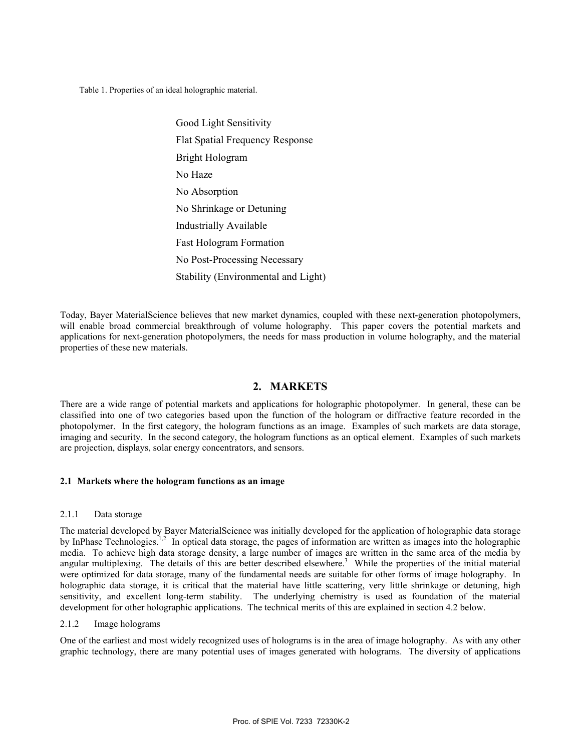Table 1. Properties of an ideal holographic material.

| Properties |
|---|
| Good Light Sensitivity |
| Flat Spatial Frequency Response |
| Bright Hologram |
| No Haze |
| No Absorption |
| No Shrinkage or Detuning |
| Industrially Available |
| Fast Hologram Formation |
| No Post-Processing Necessary |
| Stability (Environmental and Light) |

Today, Bayer MaterialScience believes that new market dynamics, coupled with these next-generation photopolymers, will enable broad commercial breakthrough of volume holography. This paper covers the potential markets and applications for next-generation photopolymers, the needs for mass production in volume holography, and the material properties of these new materials.

## 2. MARKETS

There are a wide range of potential markets and applications for holographic photopolymer. In general, these can be classified into one of two categories based upon the function of the hologram or diffractive feature recorded in the photopolymer. In the first category, the hologram functions as an image. Examples of such markets are data storage, imaging and security. In the second category, the hologram functions as an optical element. Examples of such markets are projection, displays, solar energy concentrators, and sensors.

### 2.1 Markets where the hologram functions as an image

#### 2.1.1 Data storage

The material developed by Bayer MaterialScience was initially developed for the application of holographic data storage by InPhase Technologies.[1,2] In optical data storage, the pages of information are written as images into the holographic media. To achieve high data storage density, a large number of images are written in the same area of the media by angular multiplexing. The details of this are better described elsewhere.[3] While the properties of the initial material were optimized for data storage, many of the fundamental needs are suitable for other forms of image holography. In holographic data storage, it is critical that the material have little scattering, very little shrinkage or detuning, high sensitivity, and excellent long-term stability. The underlying chemistry is used as foundation of the material development for other holographic applications. The technical merits of this are explained in section 4.2 below.

#### 2.1.2 Image holograms

One of the earliest and most widely recognized uses of holograms is in the area of image holography. As with any other graphic technology, there are many potential uses of images generated with holograms. The diversity of applications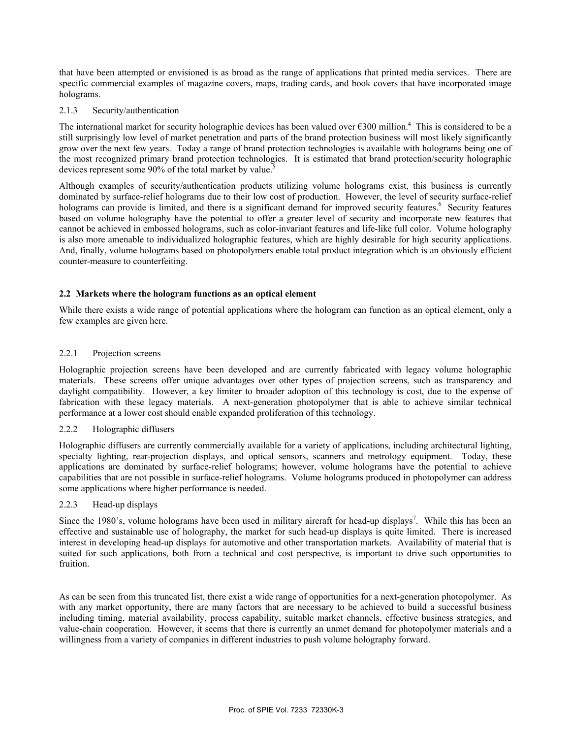that have been attempted or envisioned is as broad as the range of applications that printed media services. There are specific commercial examples of magazine covers, maps, trading cards, and book covers that have incorporated image holograms.

#### 2.1.3 Security/authentication

The international market for security holographic devices has been valued over €300 million.[4] This is considered to be a still surprisingly low level of market penetration and parts of the brand protection business will most likely significantly grow over the next few years. Today a range of brand protection technologies is available with holograms being one of the most recognized primary brand protection technologies. It is estimated that brand protection/security holographic devices represent some 90% of the total market by value.[5]

Although examples of security/authentication products utilizing volume holograms exist, this business is currently dominated by surface-relief holograms due to their low cost of production. However, the level of security surface-relief holograms can provide is limited, and there is a significant demand for improved security features.[6] Security features based on volume holography have the potential to offer a greater level of security and incorporate new features that cannot be achieved in embossed holograms, such as color-invariant features and life-like full color. Volume holography is also more amenable to individualized holographic features, which are highly desirable for high security applications. And, finally, volume holograms based on photopolymers enable total product integration which is an obviously efficient counter-measure to counterfeiting.

### 2.2 Markets where the hologram functions as an optical element

While there exists a wide range of potential applications where the hologram can function as an optical element, only a few examples are given here.

#### 2.2.1 Projection screens

Holographic projection screens have been developed and are currently fabricated with legacy volume holographic materials. These screens offer unique advantages over other types of projection screens, such as transparency and daylight compatibility. However, a key limiter to broader adoption of this technology is cost, due to the expense of fabrication with these legacy materials. A next-generation photopolymer that is able to achieve similar technical performance at a lower cost should enable expanded proliferation of this technology.

#### 2.2.2 Holographic diffusers

Holographic diffusers are currently commercially available for a variety of applications, including architectural lighting, specialty lighting, rear-projection displays, and optical sensors, scanners and metrology equipment. Today, these applications are dominated by surface-relief holograms; however, volume holograms have the potential to achieve capabilities that are not possible in surface-relief holograms. Volume holograms produced in photopolymer can address some applications where higher performance is needed.

#### 2.2.3 Head-up displays

Since the 1980's, volume holograms have been used in military aircraft for head-up displays[7]. While this has been an effective and sustainable use of holography, the market for such head-up displays is quite limited. There is increased interest in developing head-up displays for automotive and other transportation markets. Availability of material that is suited for such applications, both from a technical and cost perspective, is important to drive such opportunities to fruition.

As can be seen from this truncated list, there exist a wide range of opportunities for a next-generation photopolymer. As with any market opportunity, there are many factors that are necessary to be achieved to build a successful business including timing, material availability, process capability, suitable market channels, effective business strategies, and value-chain cooperation. However, it seems that there is currently an unmet demand for photopolymer materials and a willingness from a variety of companies in different industries to push volume holography forward.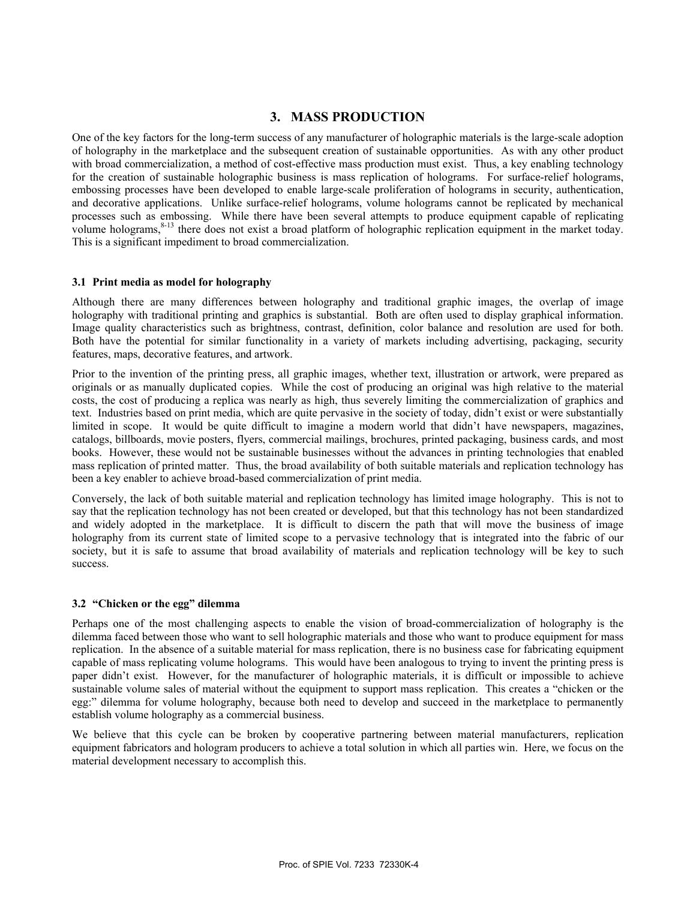## 3. MASS PRODUCTION

One of the key factors for the long-term success of any manufacturer of holographic materials is the large-scale adoption of holography in the marketplace and the subsequent creation of sustainable opportunities. As with any other product with broad commercialization, a method of cost-effective mass production must exist. Thus, a key enabling technology for the creation of sustainable holographic business is mass replication of holograms. For surface-relief holograms, embossing processes have been developed to enable large-scale proliferation of holograms in security, authentication, and decorative applications. Unlike surface-relief holograms, volume holograms cannot be replicated by mechanical processes such as embossing. While there have been several attempts to produce equipment capable of replicating volume holograms,[8-13] there does not exist a broad platform of holographic replication equipment in the market today. This is a significant impediment to broad commercialization.

### 3.1 Print media as model for holography

Although there are many differences between holography and traditional graphic images, the overlap of image holography with traditional printing and graphics is substantial. Both are often used to display graphical information. Image quality characteristics such as brightness, contrast, definition, color balance and resolution are used for both. Both have the potential for similar functionality in a variety of markets including advertising, packaging, security features, maps, decorative features, and artwork.

Prior to the invention of the printing press, all graphic images, whether text, illustration or artwork, were prepared as originals or as manually duplicated copies. While the cost of producing an original was high relative to the material costs, the cost of producing a replica was nearly as high, thus severely limiting the commercialization of graphics and text. Industries based on print media, which are quite pervasive in the society of today, didn't exist or were substantially limited in scope. It would be quite difficult to imagine a modern world that didn't have newspapers, magazines, catalogs, billboards, movie posters, flyers, commercial mailings, brochures, printed packaging, business cards, and most books. However, these would not be sustainable businesses without the advances in printing technologies that enabled mass replication of printed matter. Thus, the broad availability of both suitable materials and replication technology has been a key enabler to achieve broad-based commercialization of print media.

Conversely, the lack of both suitable material and replication technology has limited image holography. This is not to say that the replication technology has not been created or developed, but that this technology has not been standardized and widely adopted in the marketplace. It is difficult to discern the path that will move the business of image holography from its current state of limited scope to a pervasive technology that is integrated into the fabric of our society, but it is safe to assume that broad availability of materials and replication technology will be key to such success.

### 3.2 "Chicken or the egg" dilemma

Perhaps one of the most challenging aspects to enable the vision of broad-commercialization of holography is the dilemma faced between those who want to sell holographic materials and those who want to produce equipment for mass replication. In the absence of a suitable material for mass replication, there is no business case for fabricating equipment capable of mass replicating volume holograms. This would have been analogous to trying to invent the printing press is paper didn't exist. However, for the manufacturer of holographic materials, it is difficult or impossible to achieve sustainable volume sales of material without the equipment to support mass replication. This creates a "chicken or the egg:" dilemma for volume holography, because both need to develop and succeed in the marketplace to permanently establish volume holography as a commercial business.

We believe that this cycle can be broken by cooperative partnering between material manufacturers, replication equipment fabricators and hologram producers to achieve a total solution in which all parties win. Here, we focus on the material development necessary to accomplish this.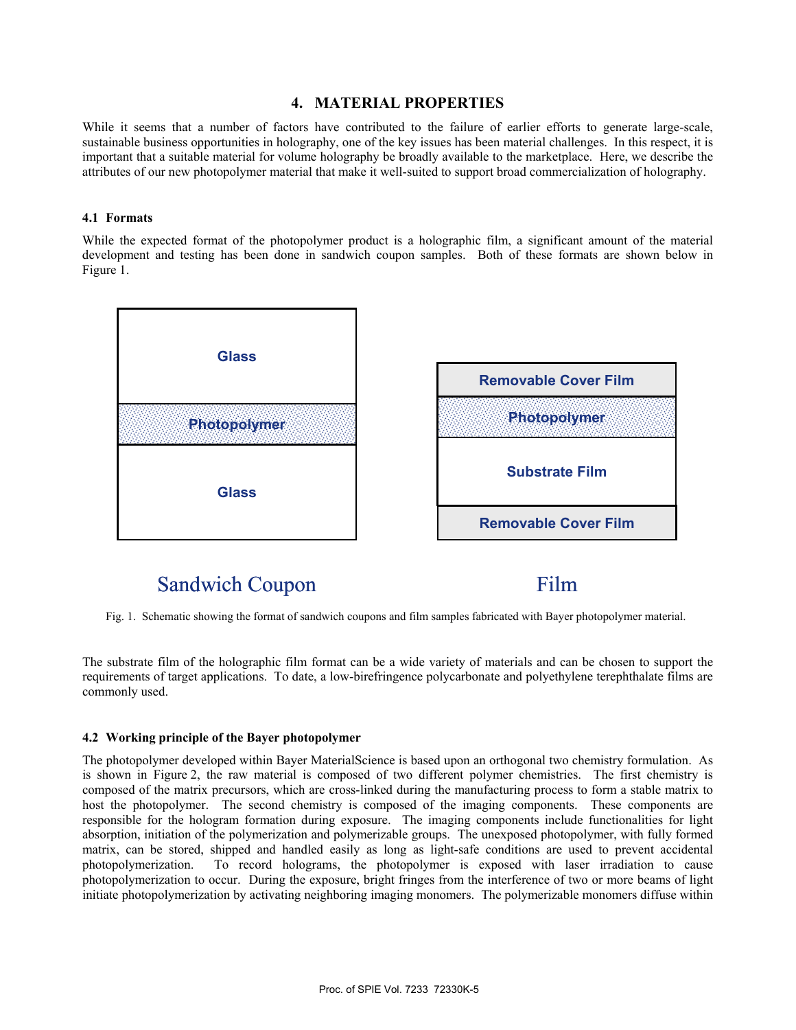## 4. MATERIAL PROPERTIES

While it seems that a number of factors have contributed to the failure of earlier efforts to generate large-scale, sustainable business opportunities in holography, one of the key issues has been material challenges. In this respect, it is important that a suitable material for volume holography be broadly available to the marketplace. Here, we describe the attributes of our new photopolymer material that make it well-suited to support broad commercialization of holography.

### 4.1 Formats

While the expected format of the photopolymer product is a holographic film, a significant amount of the material development and testing has been done in sandwich coupon samples. Both of these formats are shown below in Figure 1.

| Sandwich Coupon | Film |
|---|---|
| Glass | Removable Cover Film |
| Photopolymer | Photopolymer |
| Glass | Substrate Film |
| | Removable Cover Film |

Fig. 1. Schematic showing the format of sandwich coupons and film samples fabricated with Bayer photopolymer material.

The substrate film of the holographic film format can be a wide variety of materials and can be chosen to support the requirements of target applications. To date, a low-birefringence polycarbonate and polyethylene terephthalate films are commonly used.

### 4.2 Working principle of the Bayer photopolymer

The photopolymer developed within Bayer MaterialScience is based upon an orthogonal two chemistry formulation. As is shown in Figure 2, the raw material is composed of two different polymer chemistries. The first chemistry is composed of the matrix precursors, which are cross-linked during the manufacturing process to form a stable matrix to host the photopolymer. The second chemistry is composed of the imaging components. These components are responsible for the hologram formation during exposure. The imaging components include functionalities for light absorption, initiation of the polymerization and polymerizable groups. The unexposed photopolymer, with fully formed matrix, can be stored, shipped and handled easily as long as light-safe conditions are used to prevent accidental photopolymerization. To record holograms, the photopolymer is exposed with laser irradiation to cause photopolymerization to occur. During the exposure, bright fringes from the interference of two or more beams of light initiate photopolymerization by activating neighboring imaging monomers. The polymerizable monomers diffuse within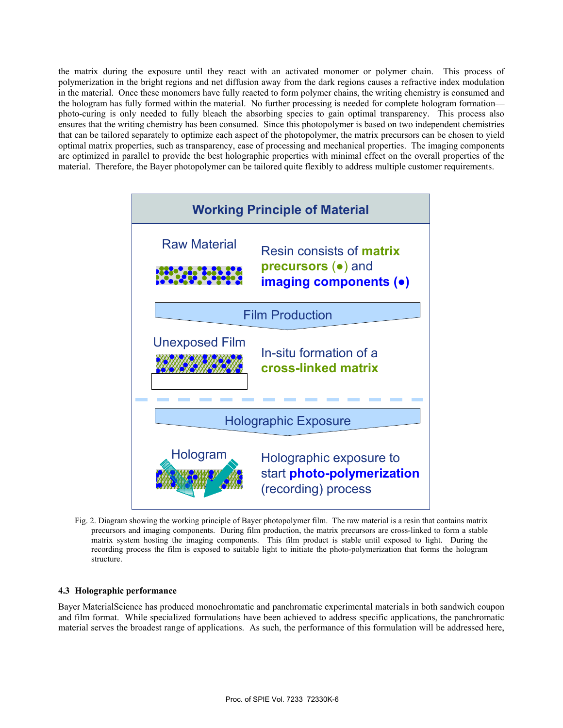the matrix during the exposure until they react with an activated monomer or polymer chain. This process of polymerization in the bright regions and net diffusion away from the dark regions causes a refractive index modulation in the material. Once these monomers have fully reacted to form polymer chains, the writing chemistry is consumed and the hologram has fully formed within the material. No further processing is needed for complete hologram formation—photo-curing is only needed to fully bleach the absorbing species to gain optimal transparency. This process also ensures that the writing chemistry has been consumed. Since this photopolymer is based on two independent chemistries that can be tailored separately to optimize each aspect of the photopolymer, the matrix precursors can be chosen to yield optimal matrix properties, such as transparency, ease of processing and mechanical properties. The imaging components are optimized in parallel to provide the best holographic properties with minimal effect on the overall properties of the material. Therefore, the Bayer photopolymer can be tailored quite flexibly to address multiple customer requirements.

Working Principle of Material

Raw Material

Resin consists of matrix precursors (●) and imaging components (●)

Film Production

Unexposed Film

In-situ formation of a cross-linked matrix

Holographic Exposure

Hologram

Holographic exposure to start photo-polymerization (recording) process

Fig. 2. Diagram showing the working principle of Bayer photopolymer film. The raw material is a resin that contains matrix precursors and imaging components. During film production, the matrix precursors are cross-linked to form a stable matrix system hosting the imaging components. This film product is stable until exposed to light. During the recording process the film is exposed to suitable light to initiate the photo-polymerization that forms the hologram structure.

### 4.3 Holographic performance

Bayer MaterialScience has produced monochromatic and panchromatic experimental materials in both sandwich coupon and film format. While specialized formulations have been achieved to address specific applications, the panchromatic material serves the broadest range of applications. As such, the performance of this formulation will be addressed here,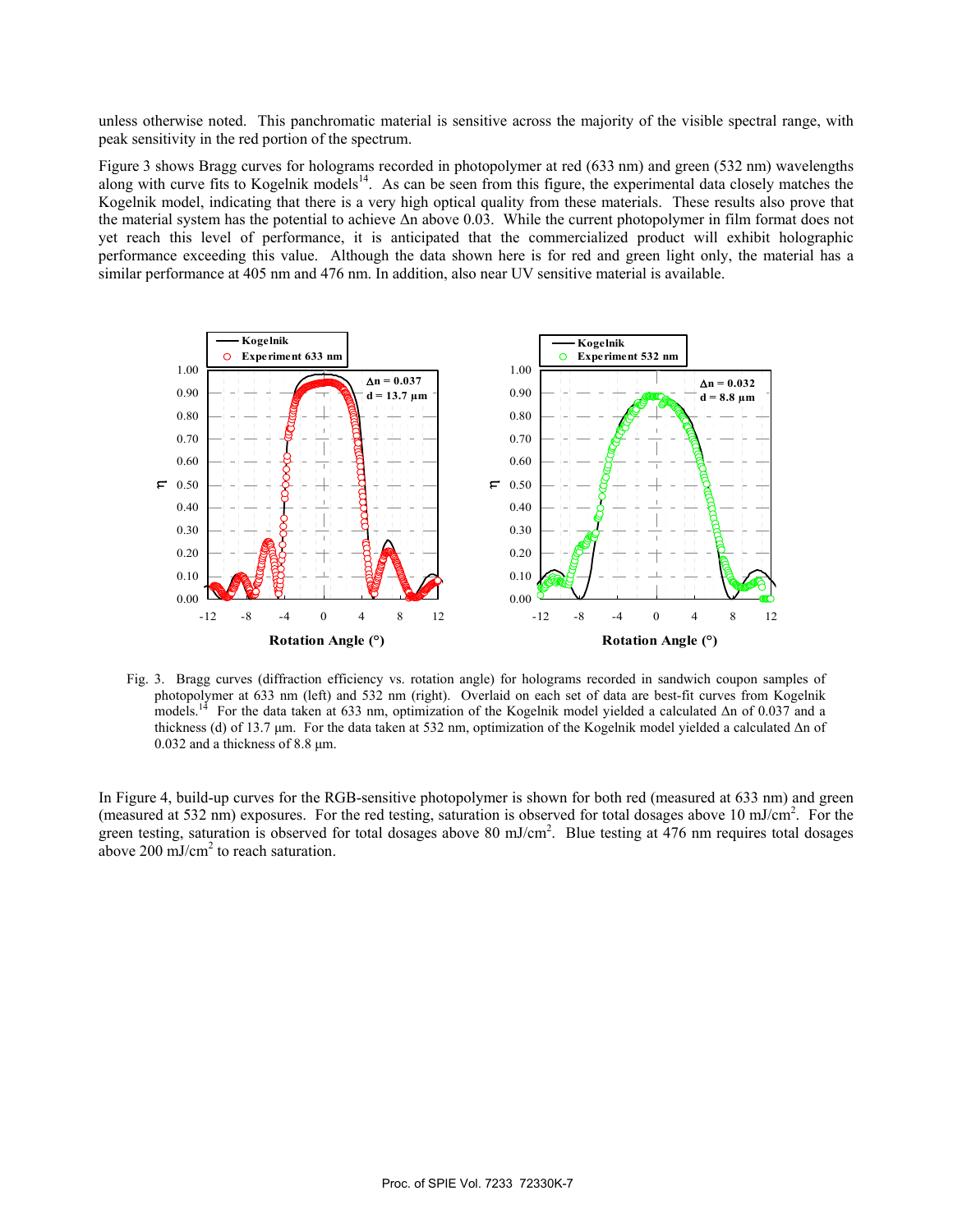unless otherwise noted. This panchromatic material is sensitive across the majority of the visible spectral range, with peak sensitivity in the red portion of the spectrum.

Figure 3 shows Bragg curves for holograms recorded in photopolymer at red (633 nm) and green (532 nm) wavelengths along with curve fits to Kogelnik models[14]. As can be seen from this figure, the experimental data closely matches the Kogelnik model, indicating that there is a very high optical quality from these materials. These results also prove that the material system has the potential to achieve $\Delta n$ above 0.03. While the current photopolymer in film format does not yet reach this level of performance, it is anticipated that the commercialized product will exhibit holographic performance exceeding this value. Although the data shown here is for red and green light only, the material has a similar performance at 405 nm and 476 nm. In addition, also near UV sensitive material is available.

Fig. 3. Bragg curves (diffraction efficiency vs. rotation angle) for holograms recorded in sandwich coupon samples of photopolymer at 633 nm (left) and 532 nm (right). Overlaid on each set of data are best-fit curves from Kogelnik models.[14] For the data taken at 633 nm, optimization of the Kogelnik model yielded a calculated $\Delta n$ of 0.037 and a thickness (d) of 13.7 µm. For the data taken at 532 nm, optimization of the Kogelnik model yielded a calculated $\Delta n$ of 0.032 and a thickness of 8.8 µm.

In Figure 4, build-up curves for the RGB-sensitive photopolymer is shown for both red (measured at 633 nm) and green (measured at 532 nm) exposures. For the red testing, saturation is observed for total dosages above 10 mJ/cm$^2$. For the green testing, saturation is observed for total dosages above 80 mJ/cm$^2$. Blue testing at 476 nm requires total dosages above 200 mJ/cm$^2$ to reach saturation.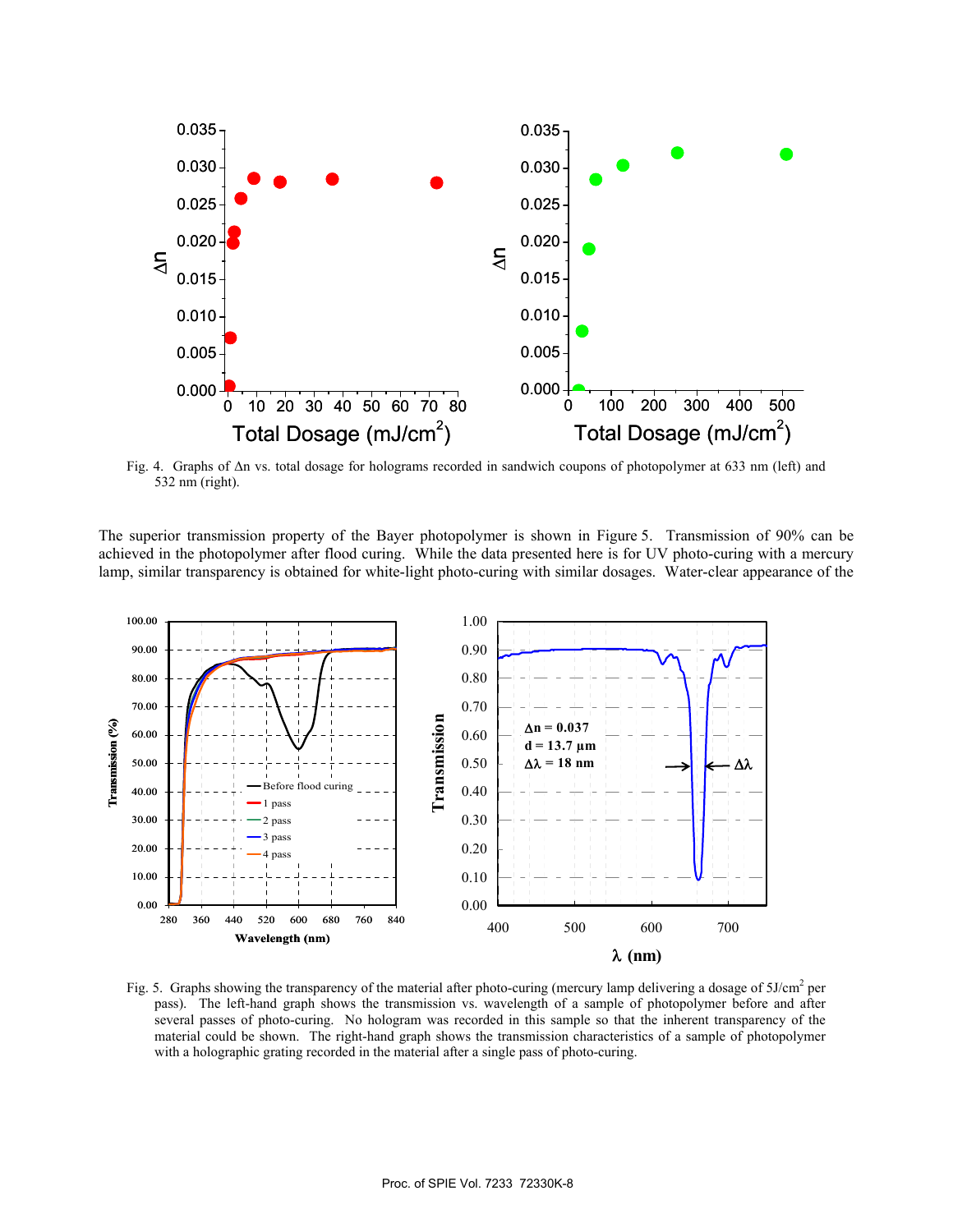Fig. 4. Graphs of Δn vs. total dosage for holograms recorded in sandwich coupons of photopolymer at 633 nm (left) and 532 nm (right).

The superior transmission property of the Bayer photopolymer is shown in Figure 5. Transmission of 90% can be achieved in the photopolymer after flood curing. While the data presented here is for UV photo-curing with a mercury lamp, similar transparency is obtained for white-light photo-curing with similar dosages. Water-clear appearance of the

Fig. 5. Graphs showing the transparency of the material after photo-curing (mercury lamp delivering a dosage of $5 J/cm^2$ per pass). The left-hand graph shows the transmission vs. wavelength of a sample of photopolymer before and after several passes of photo-curing. No hologram was recorded in this sample so that the inherent transparency of the material could be shown. The right-hand graph shows the transmission characteristics of a sample of photopolymer with a holographic grating recorded in the material after a single pass of photo-curing.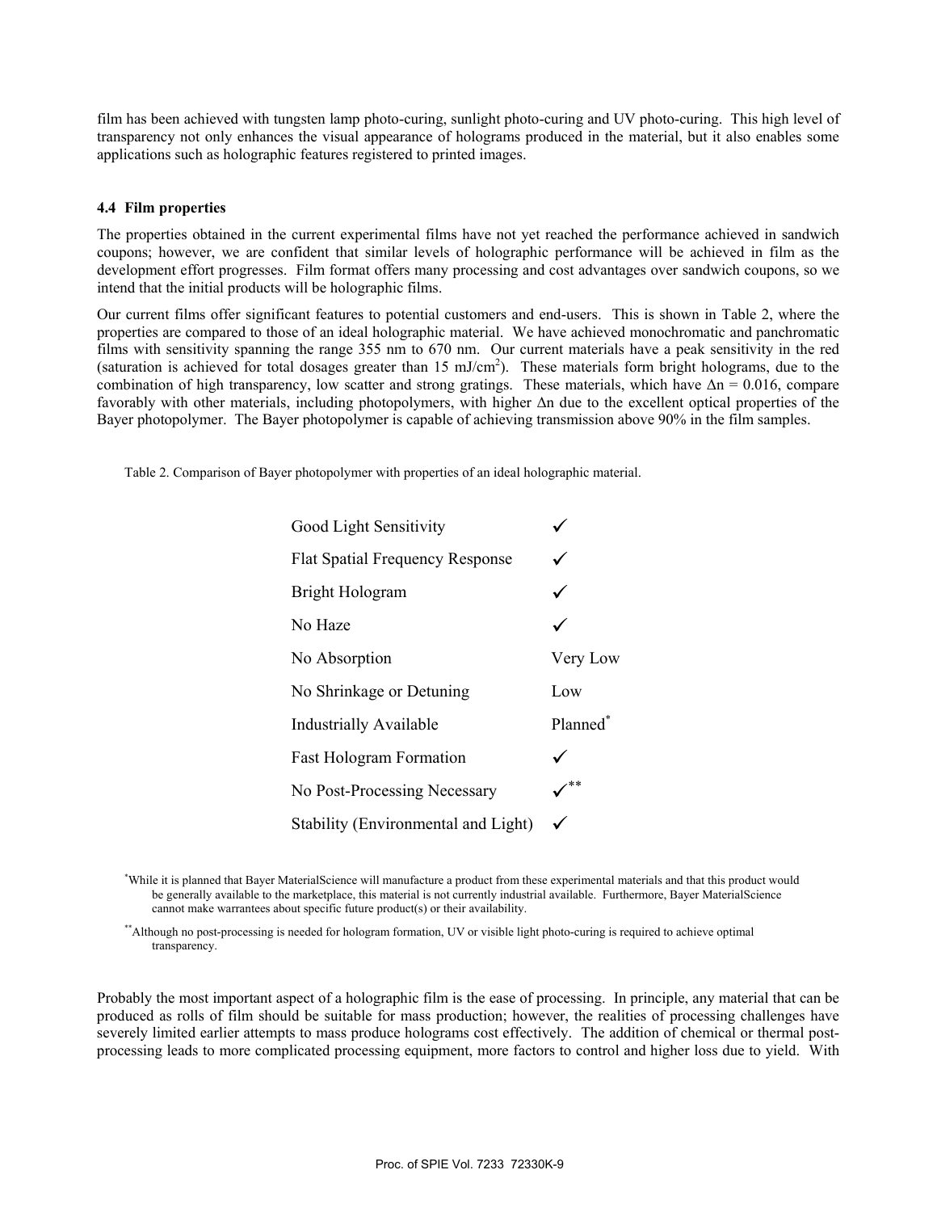film has been achieved with tungsten lamp photo-curing, sunlight photo-curing and UV photo-curing. This high level of transparency not only enhances the visual appearance of holograms produced in the material, but it also enables some applications such as holographic features registered to printed images.

### 4.4 Film properties

The properties obtained in the current experimental films have not yet reached the performance achieved in sandwich coupons; however, we are confident that similar levels of holographic performance will be achieved in film as the development effort progresses. Film format offers many processing and cost advantages over sandwich coupons, so we intend that the initial products will be holographic films.

Our current films offer significant features to potential customers and end-users. This is shown in Table 2, where the properties are compared to those of an ideal holographic material. We have achieved monochromatic and panchromatic films with sensitivity spanning the range 355 nm to 670 nm. Our current materials have a peak sensitivity in the red (saturation is achieved for total dosages greater than 15 mJ/cm$^2$). These materials form bright holograms, due to the combination of high transparency, low scatter and strong gratings. These materials, which have $\Delta n = 0.016$, compare favorably with other materials, including photopolymers, with higher $\Delta n$ due to the excellent optical properties of the Bayer photopolymer. The Bayer photopolymer is capable of achieving transmission above 90% in the film samples.

Table 2. Comparison of Bayer photopolymer with properties of an ideal holographic material.

| Property | Bayer photopolymer |
|---|---|
| Good Light Sensitivity | ✓ |
| Flat Spatial Frequency Response | ✓ |
| Bright Hologram | ✓ |
| No Haze | ✓ |
| No Absorption | Very Low |
| No Shrinkage or Detuning | Low |
| Industrially Available | Planned* |
| Fast Hologram Formation | ✓ |
| No Post-Processing Necessary | ✓** |
| Stability (Environmental and Light) | ✓ |

*While it is planned that Bayer MaterialScience will manufacture a product from these experimental materials and that this product would be generally available to the marketplace, this material is not currently industrial available. Furthermore, Bayer MaterialScience cannot make warrantees about specific future product(s) or their availability.

**Although no post-processing is needed for hologram formation, UV or visible light photo-curing is required to achieve optimal transparency.

Probably the most important aspect of a holographic film is the ease of processing. In principle, any material that can be produced as rolls of film should be suitable for mass production; however, the realities of processing challenges have severely limited earlier attempts to mass produce holograms cost effectively. The addition of chemical or thermal post-processing leads to more complicated processing equipment, more factors to control and higher loss due to yield. With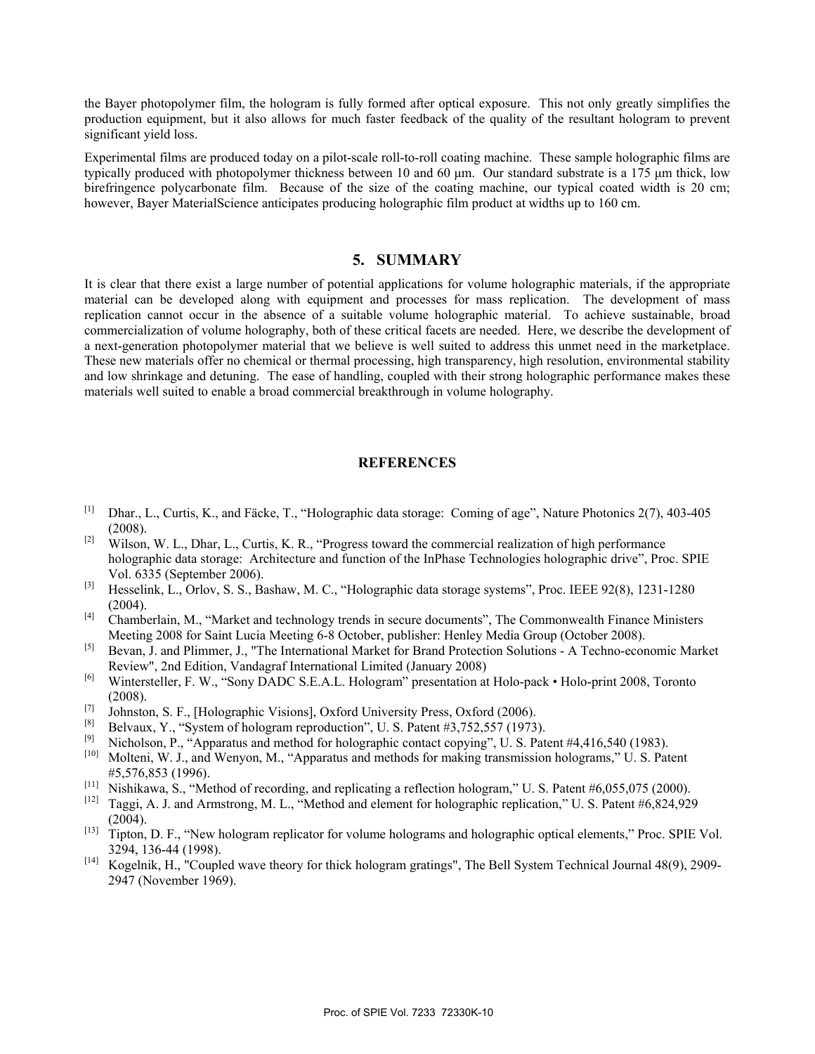the Bayer photopolymer film, the hologram is fully formed after optical exposure. This not only greatly simplifies the production equipment, but it also allows for much faster feedback of the quality of the resultant hologram to prevent significant yield loss.

Experimental films are produced today on a pilot-scale roll-to-roll coating machine. These sample holographic films are typically produced with photopolymer thickness between 10 and 60 µm. Our standard substrate is a 175 µm thick, low birefringence polycarbonate film. Because of the size of the coating machine, our typical coated width is 20 cm; however, Bayer MaterialScience anticipates producing holographic film product at widths up to 160 cm.

## 5. SUMMARY

It is clear that there exist a large number of potential applications for volume holographic materials, if the appropriate material can be developed along with equipment and processes for mass replication. The development of mass replication cannot occur in the absence of a suitable volume holographic material. To achieve sustainable, broad commercialization of volume holography, both of these critical facets are needed. Here, we describe the development of a next-generation photopolymer material that we believe is well suited to address this unmet need in the marketplace. These new materials offer no chemical or thermal processing, high transparency, high resolution, environmental stability and low shrinkage and detuning. The ease of handling, coupled with their strong holographic performance makes these materials well suited to enable a broad commercial breakthrough in volume holography.

## REFERENCES

[1] Dhar., L., Curtis, K., and Fäcke, T., "Holographic data storage: Coming of age", Nature Photonics 2(7), 403-405 (2008).

[2] Wilson, W. L., Dhar, L., Curtis, K. R., "Progress toward the commercial realization of high performance holographic data storage: Architecture and function of the InPhase Technologies holographic drive", Proc. SPIE Vol. 6335 (September 2006).

[3] Hesselink, L., Orlov, S. S., Bashaw, M. C., "Holographic data storage systems", Proc. IEEE 92(8), 1231-1280 (2004).

[4] Chamberlain, M., "Market and technology trends in secure documents", The Commonwealth Finance Ministers Meeting 2008 for Saint Lucia Meeting 6-8 October, publisher: Henley Media Group (October 2008).

[5] Bevan, J. and Plimmer, J., "The International Market for Brand Protection Solutions - A Techno-economic Market Review", 2nd Edition, Vandagraf International Limited (January 2008)

[6] Wintersteller, F. W., "Sony DADC S.E.A.L. Hologram" presentation at Holo-pack • Holo-print 2008, Toronto (2008).

[7] Johnston, S. F., [Holographic Visions], Oxford University Press, Oxford (2006).

[8] Belvaux, Y., "System of hologram reproduction", U. S. Patent #3,752,557 (1973).

[9] Nicholson, P., "Apparatus and method for holographic contact copying", U. S. Patent #4,416,540 (1983).

[10] Molteni, W. J., and Wenyon, M., "Apparatus and methods for making transmission holograms," U. S. Patent #5,576,853 (1996).

[11] Nishikawa, S., "Method of recording, and replicating a reflection hologram," U. S. Patent #6,055,075 (2000).

[12] Taggi, A. J. and Armstrong, M. L., "Method and element for holographic replication," U. S. Patent #6,824,929 (2004).

[13] Tipton, D. F., "New hologram replicator for volume holograms and holographic optical elements," Proc. SPIE Vol. 3294, 136-44 (1998).

[14] Kogelnik, H., "Coupled wave theory for thick hologram gratings", The Bell System Technical Journal 48(9), 2909-2947 (November 1969).